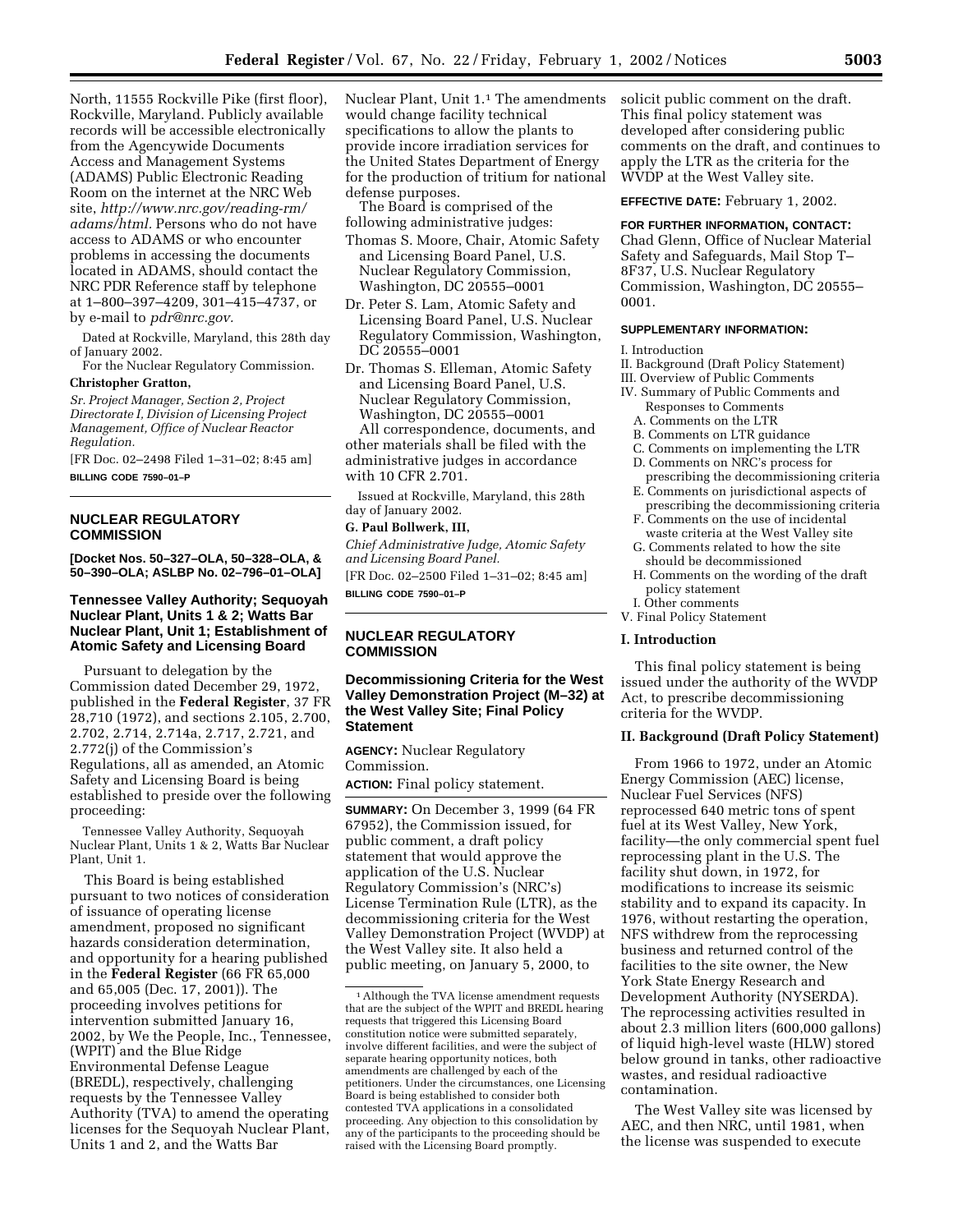North, 11555 Rockville Pike (first floor), Rockville, Maryland. Publicly available records will be accessible electronically from the Agencywide Documents Access and Management Systems (ADAMS) Public Electronic Reading Room on the internet at the NRC Web site, *http://www.nrc.gov/reading-rm/adams/html.* Persons who do not have access to ADAMS or who encounter problems in accessing the documents located in ADAMS, should contact the NRC PDR Reference staff by telephone at 1–800–397–4209, 301–415–4737, or by e-mail to *pdr@nrc.gov.*

Dated at Rockville, Maryland, this 28th day of January 2002.

For the Nuclear Regulatory Commission.

**Christopher Gratton,**

*Sr. Project Manager, Section 2, Project Directorate I, Division of Licensing Project Management, Office of Nuclear Reactor Regulation.*

[FR Doc. 02–2498 Filed 1–31–02; 8:45 am]

**BILLING CODE 7590–01–P**

## NUCLEAR REGULATORY COMMISSION

**[Docket Nos. 50–327–OLA, 50–328–OLA, & 50–390–OLA; ASLBP No. 02–796–01–OLA]**

### Tennessee Valley Authority; Sequoyah Nuclear Plant, Units 1 & 2; Watts Bar Nuclear Plant, Unit 1; Establishment of Atomic Safety and Licensing Board

Pursuant to delegation by the Commission dated December 29, 1972, published in the **Federal Register**, 37 FR 28,710 (1972), and sections 2.105, 2.700, 2.702, 2.714, 2.714a, 2.717, 2.721, and 2.772(j) of the Commission's Regulations, all as amended, an Atomic Safety and Licensing Board is being established to preside over the following proceeding:

Tennessee Valley Authority, Sequoyah Nuclear Plant, Units 1 & 2, Watts Bar Nuclear Plant, Unit 1.

This Board is being established pursuant to two notices of consideration of issuance of operating license amendment, proposed no significant hazards consideration determination, and opportunity for a hearing published in the **Federal Register** (66 FR 65,000 and 65,005 (Dec. 17, 2001)). The proceeding involves petitions for intervention submitted January 16, 2002, by We the People, Inc., Tennessee, (WPIT) and the Blue Ridge Environmental Defense League (BREDL), respectively, challenging requests by the Tennessee Valley Authority (TVA) to amend the operating licenses for the Sequoyah Nuclear Plant, Units 1 and 2, and the Watts Bar Nuclear Plant, Unit 1.[1] The amendments would change facility technical specifications to allow the plants to provide incore irradiation services for the United States Department of Energy for the production of tritium for national defense purposes.

The Board is comprised of the following administrative judges:

Thomas S. Moore, Chair, Atomic Safety and Licensing Board Panel, U.S. Nuclear Regulatory Commission, Washington, DC 20555–0001

Dr. Peter S. Lam, Atomic Safety and Licensing Board Panel, U.S. Nuclear Regulatory Commission, Washington, DC 20555–0001

Dr. Thomas S. Elleman, Atomic Safety and Licensing Board Panel, U.S. Nuclear Regulatory Commission, Washington, DC 20555–0001

All correspondence, documents, and other materials shall be filed with the administrative judges in accordance with 10 CFR 2.701.

Issued at Rockville, Maryland, this 28th day of January 2002.

**G. Paul Bollwerk, III,**

*Chief Administrative Judge, Atomic Safety and Licensing Board Panel.*

[FR Doc. 02–2500 Filed 1–31–02; 8:45 am]

**BILLING CODE 7590–01–P**

[1] Although the TVA license amendment requests that are the subject of the WPIT and BREDL hearing requests that triggered this Licensing Board constitution notice were submitted separately, involve different facilities, and were the subject of separate hearing opportunity notices, both amendments are challenged by each of the petitioners. Under the circumstances, one Licensing Board is being established to consider both contested TVA applications in a consolidated proceeding. Any objection to this consolidation by any of the participants to the proceeding should be raised with the Licensing Board promptly.

## NUCLEAR REGULATORY COMMISSION

### Decommissioning Criteria for the West Valley Demonstration Project (M–32) at the West Valley Site; Final Policy Statement

**AGENCY:** Nuclear Regulatory Commission.

**ACTION:** Final policy statement.

**SUMMARY:** On December 3, 1999 (64 FR 67952), the Commission issued, for public comment, a draft policy statement that would approve the application of the U.S. Nuclear Regulatory Commission's (NRC's) License Termination Rule (LTR), as the decommissioning criteria for the West Valley Demonstration Project (WVDP) at the West Valley site. It also held a public meeting, on January 5, 2000, to solicit public comment on the draft. This final policy statement was developed after considering public comments on the draft, and continues to apply the LTR as the criteria for the WVDP at the West Valley site.

**EFFECTIVE DATE:** February 1, 2002.

**FOR FURTHER INFORMATION, CONTACT:** Chad Glenn, Office of Nuclear Material Safety and Safeguards, Mail Stop T–8F37, U.S. Nuclear Regulatory Commission, Washington, DC 20555–0001.

**SUPPLEMENTARY INFORMATION:**

I. Introduction
II. Background (Draft Policy Statement)
III. Overview of Public Comments
IV. Summary of Public Comments and Responses to Comments
  A. Comments on the LTR
  B. Comments on LTR guidance
  C. Comments on implementing the LTR
  D. Comments on NRC's process for prescribing the decommissioning criteria
  E. Comments on jurisdictional aspects of prescribing the decommissioning criteria
  F. Comments on the use of incidental waste criteria at the West Valley site
  G. Comments related to how the site should be decommissioned
  H. Comments on the wording of the draft policy statement
  I. Other comments
V. Final Policy Statement

#### I. Introduction

This final policy statement is being issued under the authority of the WVDP Act, to prescribe decommissioning criteria for the WVDP.

#### II. Background (Draft Policy Statement)

From 1966 to 1972, under an Atomic Energy Commission (AEC) license, Nuclear Fuel Services (NFS) reprocessed 640 metric tons of spent fuel at its West Valley, New York, facility—the only commercial spent fuel reprocessing plant in the U.S. The facility shut down, in 1972, for modifications to increase its seismic stability and to expand its capacity. In 1976, without restarting the operation, NFS withdrew from the reprocessing business and returned control of the facilities to the site owner, the New York State Energy Research and Development Authority (NYSERDA). The reprocessing activities resulted in about 2.3 million liters (600,000 gallons) of liquid high-level waste (HLW) stored below ground in tanks, other radioactive wastes, and residual radioactive contamination.

The West Valley site was licensed by AEC, and then NRC, until 1981, when the license was suspended to execute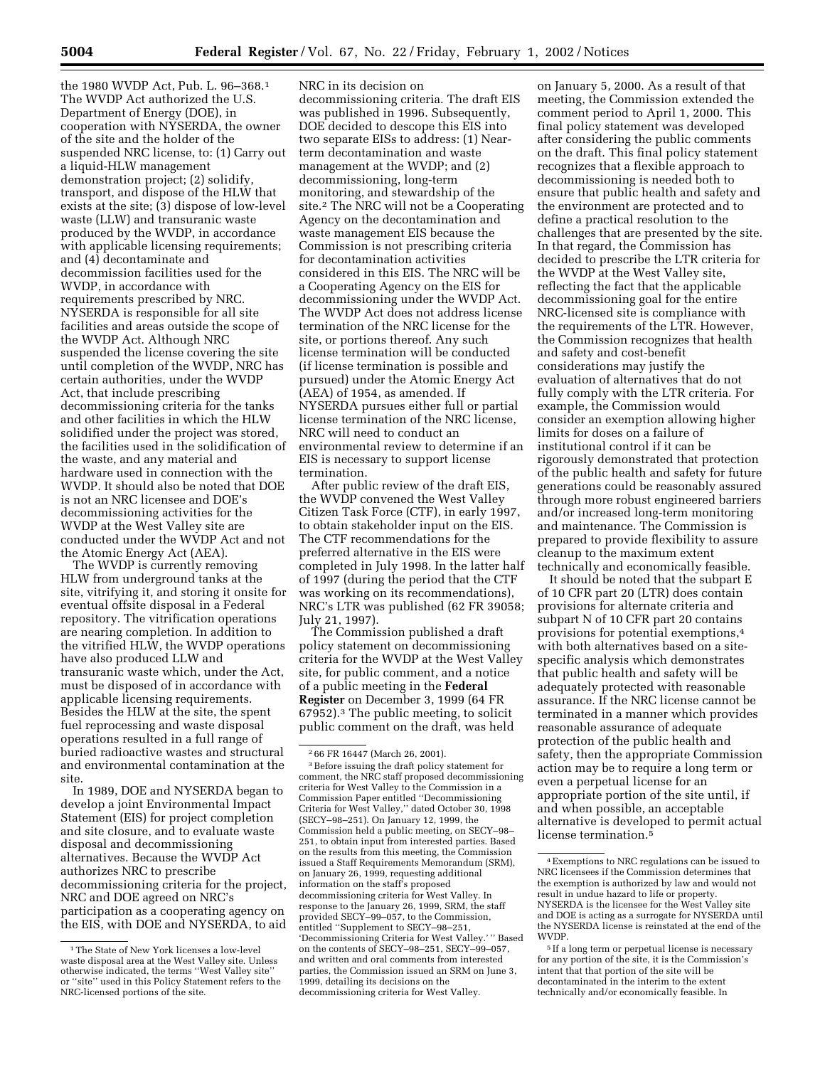the 1980 WVDP Act, Pub. L. 96–368.[1] The WVDP Act authorized the U.S. Department of Energy (DOE), in cooperation with NYSERDA, the owner of the site and the holder of the suspended NRC license, to: (1) Carry out a liquid-HLW management demonstration project; (2) solidify, transport, and dispose of the HLW that exists at the site; (3) dispose of low-level waste (LLW) and transuranic waste produced by the WVDP, in accordance with applicable licensing requirements; and (4) decontaminate and decommission facilities used for the WVDP, in accordance with requirements prescribed by NRC. NYSERDA is responsible for all site facilities and areas outside the scope of the WVDP Act. Although NRC suspended the license covering the site until completion of the WVDP, NRC has certain authorities, under the WVDP Act, that include prescribing decommissioning criteria for the tanks and other facilities in which the HLW solidified under the project was stored, the facilities used in the solidification of the waste, and any material and hardware used in connection with the WVDP. It should also be noted that DOE is not an NRC licensee and DOE's decommissioning activities for the WVDP at the West Valley site are conducted under the WVDP Act and not the Atomic Energy Act (AEA).

The WVDP is currently removing HLW from underground tanks at the site, vitrifying it, and storing it onsite for eventual offsite disposal in a Federal repository. The vitrification operations are nearing completion. In addition to the vitrified HLW, the WVDP operations have also produced LLW and transuranic waste which, under the Act, must be disposed of in accordance with applicable licensing requirements. Besides the HLW at the site, the spent fuel reprocessing and waste disposal operations resulted in a full range of buried radioactive wastes and structural and environmental contamination at the site.

In 1989, DOE and NYSERDA began to develop a joint Environmental Impact Statement (EIS) for project completion and site closure, and to evaluate waste disposal and decommissioning alternatives. Because the WVDP Act authorizes NRC to prescribe decommissioning criteria for the project, NRC and DOE agreed on NRC's participation as a cooperating agency on the EIS, with DOE and NYSERDA, to aid NRC in its decision on decommissioning criteria. The draft EIS was published in 1996. Subsequently, DOE decided to descope this EIS into two separate EISs to address: (1) Near-term decontamination and waste management at the WVDP; and (2) decommissioning, long-term monitoring, and stewardship of the site.[2] The NRC will not be a Cooperating Agency on the decontamination and waste management EIS because the Commission is not prescribing criteria for decontamination activities considered in this EIS. The NRC will be a Cooperating Agency on the EIS for decommissioning under the WVDP Act. The WVDP Act does not address license termination of the NRC license for the site, or portions thereof. Any such license termination will be conducted (if license termination is possible and pursued) under the Atomic Energy Act (AEA) of 1954, as amended. If NYSERDA pursues either full or partial license termination of the NRC license, NRC will need to conduct an environmental review to determine if an EIS is necessary to support license termination.

After public review of the draft EIS, the WVDP convened the West Valley Citizen Task Force (CTF), in early 1997, to obtain stakeholder input on the EIS. The CTF recommendations for the preferred alternative in the EIS were completed in July 1998. In the latter half of 1997 (during the period that the CTF was working on its recommendations), NRC's LTR was published (62 FR 39058; July 21, 1997).

The Commission published a draft policy statement on decommissioning criteria for the WVDP at the West Valley site, for public comment, and a notice of a public meeting in the **Federal Register** on December 3, 1999 (64 FR 67952).[3] The public meeting, to solicit public comment on the draft, was held on January 5, 2000. As a result of that meeting, the Commission extended the comment period to April 1, 2000. This final policy statement was developed after considering the public comments on the draft. This final policy statement recognizes that a flexible approach to decommissioning is needed both to ensure that public health and safety and the environment are protected and to define a practical resolution to the challenges that are presented by the site. In that regard, the Commission has decided to prescribe the LTR criteria for the WVDP at the West Valley site, reflecting the fact that the applicable decommissioning goal for the entire NRC-licensed site is compliance with the requirements of the LTR. However, the Commission recognizes that health and safety and cost-benefit considerations may justify the evaluation of alternatives that do not fully comply with the LTR criteria. For example, the Commission would consider an exemption allowing higher limits for doses on a failure of institutional control if it can be rigorously demonstrated that protection of the public health and safety for future generations could be reasonably assured through more robust engineered barriers and/or increased long-term monitoring and maintenance. The Commission is prepared to provide flexibility to assure cleanup to the maximum extent technically and economically feasible.

It should be noted that the subpart E of 10 CFR part 20 (LTR) does contain provisions for alternate criteria and subpart N of 10 CFR part 20 contains provisions for potential exemptions,[4] with both alternatives based on a site-specific analysis which demonstrates that public health and safety will be adequately protected with reasonable assurance. If the NRC license cannot be terminated in a manner which provides reasonable assurance of adequate protection of the public health and safety, then the appropriate Commission action may be to require a long term or even a perpetual license for an appropriate portion of the site until, if and when possible, an acceptable alternative is developed to permit actual license termination.[5]

---

[1] The State of New York licenses a low-level waste disposal area at the West Valley site. Unless otherwise indicated, the terms "West Valley site" or "site" used in this Policy Statement refers to the NRC-licensed portions of the site.

[2] 66 FR 16447 (March 26, 2001).

[3] Before issuing the draft policy statement for comment, the NRC staff proposed decommissioning criteria for West Valley to the Commission in a Commission Paper entitled "Decommissioning Criteria for West Valley," dated October 30, 1998 (SECY–98–251). On January 12, 1999, the Commission held a public meeting, on SECY–98–251, to obtain input from interested parties. Based on the results from this meeting, the Commission issued a Staff Requirements Memorandum (SRM), on January 26, 1999, requesting additional information on the staff's proposed decommissioning criteria for West Valley. In response to the January 26, 1999, SRM, the staff provided SECY–99–057, to the Commission, entitled "Supplement to SECY–98–251, 'Decommissioning Criteria for West Valley.'" Based on the contents of SECY–98–251, SECY–99–057, and written and oral comments from interested parties, the Commission issued an SRM on June 3, 1999, detailing its decisions on the decommissioning criteria for West Valley.

[4] Exemptions to NRC regulations can be issued to NRC licensees if the Commission determines that the exemption is authorized by law and would not result in undue hazard to life or property. NYSERDA is the licensee for the West Valley site and DOE is acting as a surrogate for NYSERDA until the NYSERDA license is reinstated at the end of the WVDP.

[5] If a long term or perpetual license is necessary for any portion of the site, it is the Commission's intent that that portion of the site will be decontaminated in the interim to the extent technically and/or economically feasible. In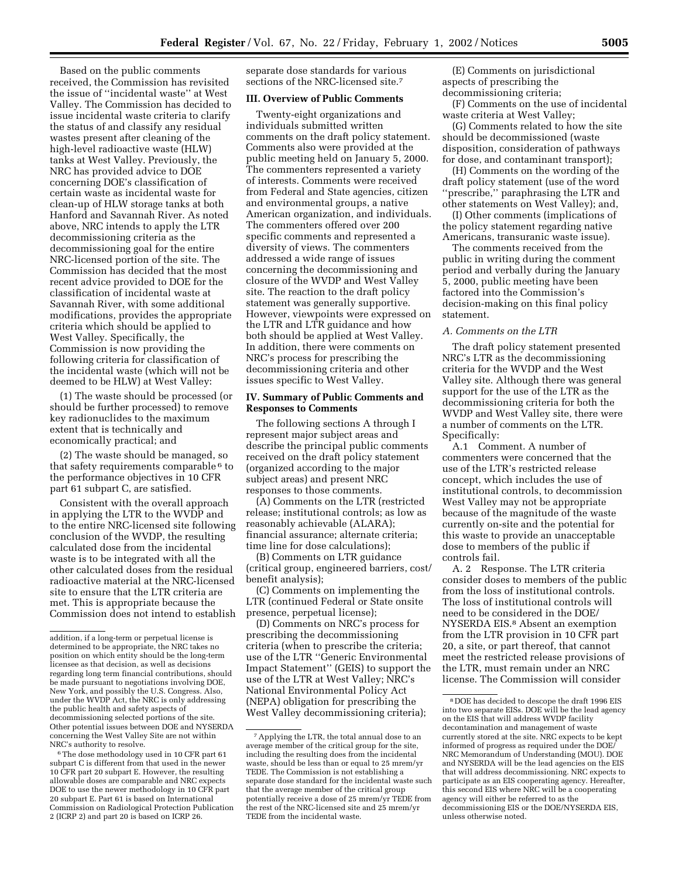Based on the public comments received, the Commission has revisited the issue of ''incidental waste'' at West Valley. The Commission has decided to issue incidental waste criteria to clarify the status of and classify any residual wastes present after cleaning of the high-level radioactive waste (HLW) tanks at West Valley. Previously, the NRC has provided advice to DOE concerning DOE's classification of certain waste as incidental waste for clean-up of HLW storage tanks at both Hanford and Savannah River. As noted above, NRC intends to apply the LTR decommissioning criteria as the decommissioning goal for the entire NRC-licensed portion of the site. The Commission has decided that the most recent advice provided to DOE for the classification of incidental waste at Savannah River, with some additional modifications, provides the appropriate criteria which should be applied to West Valley. Specifically, the Commission is now providing the following criteria for classification of the incidental waste (which will not be deemed to be HLW) at West Valley:

(1) The waste should be processed (or should be further processed) to remove key radionuclides to the maximum extent that is technically and economically practical; and

(2) The waste should be managed, so that safety requirements comparable [6] to the performance objectives in 10 CFR part 61 subpart C, are satisfied.

Consistent with the overall approach in applying the LTR to the WVDP and to the entire NRC-licensed site following conclusion of the WVDP, the resulting calculated dose from the incidental waste is to be integrated with all the other calculated doses from the residual radioactive material at the NRC-licensed site to ensure that the LTR criteria are met. This is appropriate because the Commission does not intend to establish separate dose standards for various sections of the NRC-licensed site.[7]

## III. Overview of Public Comments

Twenty-eight organizations and individuals submitted written comments on the draft policy statement. Comments also were provided at the public meeting held on January 5, 2000. The commenters represented a variety of interests. Comments were received from Federal and State agencies, citizen and environmental groups, a native American organization, and individuals. The commenters offered over 200 specific comments and represented a diversity of views. The commenters addressed a wide range of issues concerning the decommissioning and closure of the WVDP and West Valley site. The reaction to the draft policy statement was generally supportive. However, viewpoints were expressed on the LTR and LTR guidance and how both should be applied at West Valley. In addition, there were comments on NRC's process for prescribing the decommissioning criteria and other issues specific to West Valley.

## IV. Summary of Public Comments and Responses to Comments

The following sections A through I represent major subject areas and describe the principal public comments received on the draft policy statement (organized according to the major subject areas) and present NRC responses to those comments.

(A) Comments on the LTR (restricted release; institutional controls; as low as reasonably achievable (ALARA); financial assurance; alternate criteria; time line for dose calculations);

(B) Comments on LTR guidance (critical group, engineered barriers, cost/benefit analysis);

(C) Comments on implementing the LTR (continued Federal or State onsite presence, perpetual license);

(D) Comments on NRC's process for prescribing the decommissioning criteria (when to prescribe the criteria; use of the LTR ''Generic Environmental Impact Statement'' (GEIS) to support the use of the LTR at West Valley; NRC's National Environmental Policy Act (NEPA) obligation for prescribing the West Valley decommissioning criteria);

(E) Comments on jurisdictional aspects of prescribing the decommissioning criteria;

(F) Comments on the use of incidental waste criteria at West Valley;

(G) Comments related to how the site should be decommissioned (waste disposition, consideration of pathways for dose, and contaminant transport);

(H) Comments on the wording of the draft policy statement (use of the word ''prescribe,'' paraphrasing the LTR and other statements on West Valley); and,

(I) Other comments (implications of the policy statement regarding native Americans, transuranic waste issue).

The comments received from the public in writing during the comment period and verbally during the January 5, 2000, public meeting have been factored into the Commission's decision-making on this final policy statement.

### *A. Comments on the LTR*

The draft policy statement presented NRC's LTR as the decommissioning criteria for the WVDP and the West Valley site. Although there was general support for the use of the LTR as the decommissioning criteria for both the WVDP and West Valley site, there were a number of comments on the LTR. Specifically:

A.1 Comment. A number of commenters were concerned that the use of the LTR's restricted release concept, which includes the use of institutional controls, to decommission West Valley may not be appropriate because of the magnitude of the waste currently on-site and the potential for this waste to provide an unacceptable dose to members of the public if controls fail.

A. 2 Response. The LTR criteria consider doses to members of the public from the loss of institutional controls. The loss of institutional controls will need to be considered in the DOE/NYSERDA EIS.[8] Absent an exemption from the LTR provision in 10 CFR part 20, a site, or part thereof, that cannot meet the restricted release provisions of the LTR, must remain under an NRC license. The Commission will consider

---

addition, if a long-term or perpetual license is determined to be appropriate, the NRC takes no position on which entity should be the long-term licensee as that decision, as well as decisions regarding long term financial contributions, should be made pursuant to negotiations involving DOE, New York, and possibly the U.S. Congress. Also, under the WVDP Act, the NRC is only addressing the public health and safety aspects of decommissioning selected portions of the site. Other potential issues between DOE and NYSERDA concerning the West Valley Site are not within NRC's authority to resolve.

[6] The dose methodology used in 10 CFR part 61 subpart C is different from that used in the newer 10 CFR part 20 subpart E. However, the resulting allowable doses are comparable and NRC expects DOE to use the newer methodology in 10 CFR part 20 subpart E. Part 61 is based on International Commission on Radiological Protection Publication 2 (ICRP 2) and part 20 is based on ICRP 26.

[7] Applying the LTR, the total annual dose to an average member of the critical group for the site, including the resulting does from the incidental waste, should be less than or equal to 25 mrem/yr TEDE. The Commission is not establishing a separate dose standard for the incidental waste such that the average member of the critical group potentially receive a dose of 25 mrem/yr TEDE from the rest of the NRC-licensed site and 25 mrem/yr TEDE from the incidental waste.

[8] DOE has decided to descope the draft 1996 EIS into two separate EISs. DOE will be the lead agency on the EIS that will address WVDP facility decontamination and management of waste currently stored at the site. NRC expects to be kept informed of progress as required under the DOE/NRC Memorandum of Understanding (MOU). DOE and NYSERDA will be the lead agencies on the EIS that will address decommissioning. NRC expects to participate as an EIS cooperating agency. Hereafter, this second EIS where NRC will be a cooperating agency will either be referred to as the decommissioning EIS or the DOE/NYSERDA EIS, unless otherwise noted.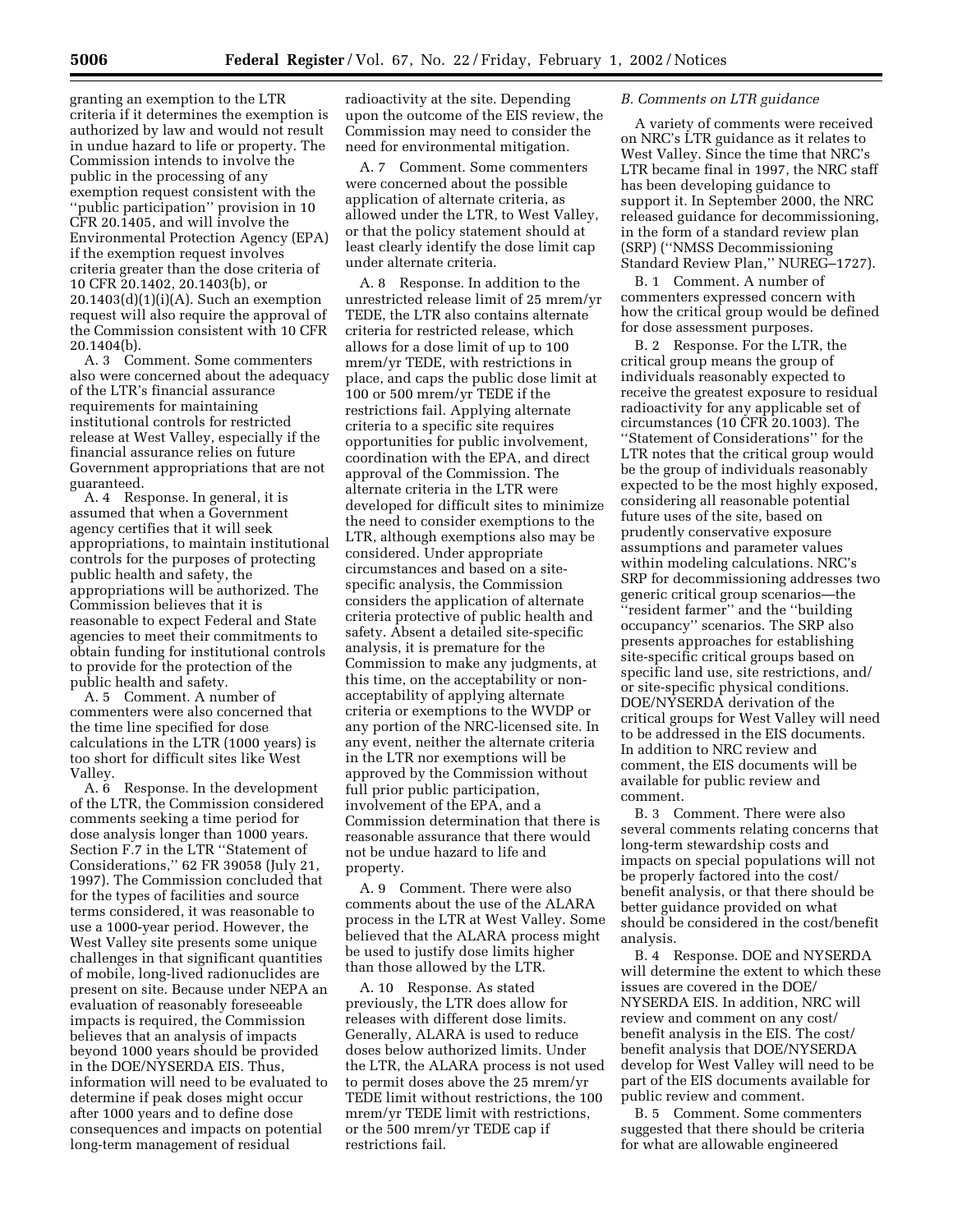granting an exemption to the LTR criteria if it determines the exemption is authorized by law and would not result in undue hazard to life or property. The Commission intends to involve the public in the processing of any exemption request consistent with the ''public participation'' provision in 10 CFR 20.1405, and will involve the Environmental Protection Agency (EPA) if the exemption request involves criteria greater than the dose criteria of 10 CFR 20.1402, 20.1403(b), or 20.1403(d)(1)(i)(A). Such an exemption request will also require the approval of the Commission consistent with 10 CFR 20.1404(b).

A. 3 Comment. Some commenters also were concerned about the adequacy of the LTR's financial assurance requirements for maintaining institutional controls for restricted release at West Valley, especially if the financial assurance relies on future Government appropriations that are not guaranteed.

A. 4 Response. In general, it is assumed that when a Government agency certifies that it will seek appropriations, to maintain institutional controls for the purposes of protecting public health and safety, the appropriations will be authorized. The Commission believes that it is reasonable to expect Federal and State agencies to meet their commitments to obtain funding for institutional controls to provide for the protection of the public health and safety.

A. 5 Comment. A number of commenters were also concerned that the time line specified for dose calculations in the LTR (1000 years) is too short for difficult sites like West Valley.

A. 6 Response. In the development of the LTR, the Commission considered comments seeking a time period for dose analysis longer than 1000 years. Section F.7 in the LTR ''Statement of Considerations,'' 62 FR 39058 (July 21, 1997). The Commission concluded that for the types of facilities and source terms considered, it was reasonable to use a 1000-year period. However, the West Valley site presents some unique challenges in that significant quantities of mobile, long-lived radionuclides are present on site. Because under NEPA an evaluation of reasonably foreseeable impacts is required, the Commission believes that an analysis of impacts beyond 1000 years should be provided in the DOE/NYSERDA EIS. Thus, information will need to be evaluated to determine if peak doses might occur after 1000 years and to define dose consequences and impacts on potential long-term management of residual radioactivity at the site. Depending upon the outcome of the EIS review, the Commission may need to consider the need for environmental mitigation.

A. 7 Comment. Some commenters were concerned about the possible application of alternate criteria, as allowed under the LTR, to West Valley, or that the policy statement should at least clearly identify the dose limit cap under alternate criteria.

A. 8 Response. In addition to the unrestricted release limit of 25 mrem/yr TEDE, the LTR also contains alternate criteria for restricted release, which allows for a dose limit of up to 100 mrem/yr TEDE, with restrictions in place, and caps the public dose limit at 100 or 500 mrem/yr TEDE if the restrictions fail. Applying alternate criteria to a specific site requires opportunities for public involvement, coordination with the EPA, and direct approval of the Commission. The alternate criteria in the LTR were developed for difficult sites to minimize the need to consider exemptions to the LTR, although exemptions also may be considered. Under appropriate circumstances and based on a site-specific analysis, the Commission considers the application of alternate criteria protective of public health and safety. Absent a detailed site-specific analysis, it is premature for the Commission to make any judgments, at this time, on the acceptability or non-acceptability of applying alternate criteria or exemptions to the WVDP or any portion of the NRC-licensed site. In any event, neither the alternate criteria in the LTR nor exemptions will be approved by the Commission without full prior public participation, involvement of the EPA, and a Commission determination that there is reasonable assurance that there would not be undue hazard to life and property.

A. 9 Comment. There were also comments about the use of the ALARA process in the LTR at West Valley. Some believed that the ALARA process might be used to justify dose limits higher than those allowed by the LTR.

A. 10 Response. As stated previously, the LTR does allow for releases with different dose limits. Generally, ALARA is used to reduce doses below authorized limits. Under the LTR, the ALARA process is not used to permit doses above the 25 mrem/yr TEDE limit without restrictions, the 100 mrem/yr TEDE limit with restrictions, or the 500 mrem/yr TEDE cap if restrictions fail.

*B. Comments on LTR guidance*

A variety of comments were received on NRC's LTR guidance as it relates to West Valley. Since the time that NRC's LTR became final in 1997, the NRC staff has been developing guidance to support it. In September 2000, the NRC released guidance for decommissioning, in the form of a standard review plan (SRP) (''NMSS Decommissioning Standard Review Plan,'' NUREG–1727).

B. 1 Comment. A number of commenters expressed concern with how the critical group would be defined for dose assessment purposes.

B. 2 Response. For the LTR, the critical group means the group of individuals reasonably expected to receive the greatest exposure to residual radioactivity for any applicable set of circumstances (10 CFR 20.1003). The ''Statement of Considerations'' for the LTR notes that the critical group would be the group of individuals reasonably expected to be the most highly exposed, considering all reasonable potential future uses of the site, based on prudently conservative exposure assumptions and parameter values within modeling calculations. NRC's SRP for decommissioning addresses two generic critical group scenarios—the ''resident farmer'' and the ''building occupancy'' scenarios. The SRP also presents approaches for establishing site-specific critical groups based on specific land use, site restrictions, and/or site-specific physical conditions. DOE/NYSERDA derivation of the critical groups for West Valley will need to be addressed in the EIS documents. In addition to NRC review and comment, the EIS documents will be available for public review and comment.

B. 3 Comment. There were also several comments relating concerns that long-term stewardship costs and impacts on special populations will not be properly factored into the cost/benefit analysis, or that there should be better guidance provided on what should be considered in the cost/benefit analysis.

B. 4 Response. DOE and NYSERDA will determine the extent to which these issues are covered in the DOE/NYSERDA EIS. In addition, NRC will review and comment on any cost/benefit analysis in the EIS. The cost/benefit analysis that DOE/NYSERDA develop for West Valley will need to be part of the EIS documents available for public review and comment.

B. 5 Comment. Some commenters suggested that there should be criteria for what are allowable engineered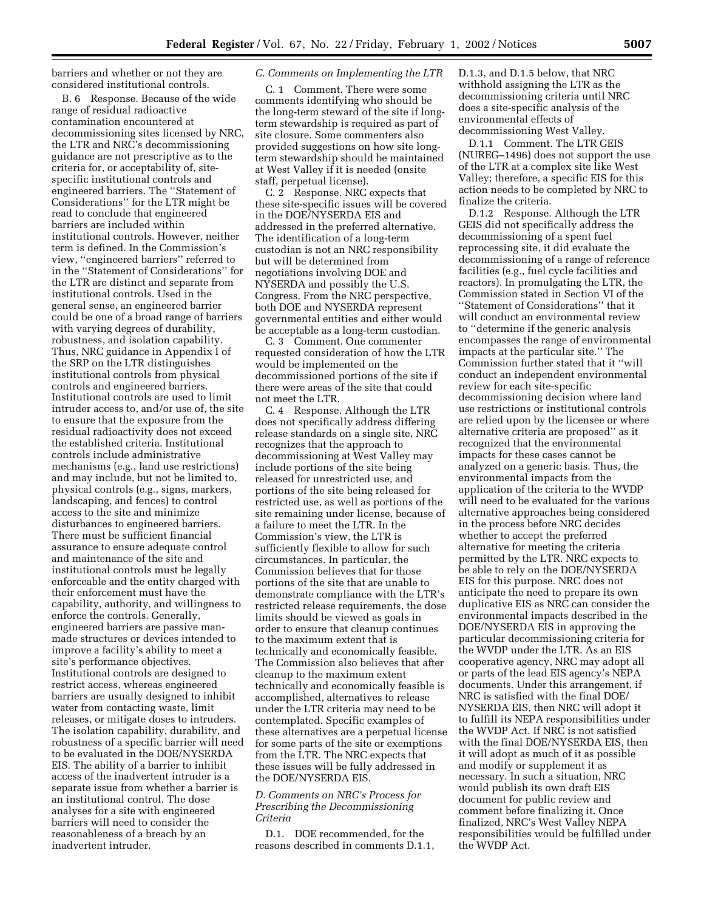barriers and whether or not they are considered institutional controls.

B. 6 Response. Because of the wide range of residual radioactive contamination encountered at decommissioning sites licensed by NRC, the LTR and NRC's decommissioning guidance are not prescriptive as to the criteria for, or acceptability of, site-specific institutional controls and engineered barriers. The ''Statement of Considerations'' for the LTR might be read to conclude that engineered barriers are included within institutional controls. However, neither term is defined. In the Commission's view, ''engineered barriers'' referred to in the ''Statement of Considerations'' for the LTR are distinct and separate from institutional controls. Used in the general sense, an engineered barrier could be one of a broad range of barriers with varying degrees of durability, robustness, and isolation capability. Thus, NRC guidance in Appendix I of the SRP on the LTR distinguishes institutional controls from physical controls and engineered barriers. Institutional controls are used to limit intruder access to, and/or use of, the site to ensure that the exposure from the residual radioactivity does not exceed the established criteria. Institutional controls include administrative mechanisms (e.g., land use restrictions) and may include, but not be limited to, physical controls (e.g., signs, markers, landscaping, and fences) to control access to the site and minimize disturbances to engineered barriers. There must be sufficient financial assurance to ensure adequate control and maintenance of the site and institutional controls must be legally enforceable and the entity charged with their enforcement must have the capability, authority, and willingness to enforce the controls. Generally, engineered barriers are passive man-made structures or devices intended to improve a facility's ability to meet a site's performance objectives. Institutional controls are designed to restrict access, whereas engineered barriers are usually designed to inhibit water from contacting waste, limit releases, or mitigate doses to intruders. The isolation capability, durability, and robustness of a specific barrier will need to be evaluated in the DOE/NYSERDA EIS. The ability of a barrier to inhibit access of the inadvertent intruder is a separate issue from whether a barrier is an institutional control. The dose analyses for a site with engineered barriers will need to consider the reasonableness of a breach by an inadvertent intruder.

*C. Comments on Implementing the LTR*

C. 1 Comment. There were some comments identifying who should be the long-term steward of the site if long-term stewardship is required as part of site closure. Some commenters also provided suggestions on how site long-term stewardship should be maintained at West Valley if it is needed (onsite staff, perpetual license).

C. 2 Response. NRC expects that these site-specific issues will be covered in the DOE/NYSERDA EIS and addressed in the preferred alternative. The identification of a long-term custodian is not an NRC responsibility but will be determined from negotiations involving DOE and NYSERDA and possibly the U.S. Congress. From the NRC perspective, both DOE and NYSERDA represent governmental entities and either would be acceptable as a long-term custodian.

C. 3 Comment. One commenter requested consideration of how the LTR would be implemented on the decommissioned portions of the site if there were areas of the site that could not meet the LTR.

C. 4 Response. Although the LTR does not specifically address differing release standards on a single site, NRC recognizes that the approach to decommissioning at West Valley may include portions of the site being released for unrestricted use, and portions of the site being released for restricted use, as well as portions of the site remaining under license, because of a failure to meet the LTR. In the Commission's view, the LTR is sufficiently flexible to allow for such circumstances. In particular, the Commission believes that for those portions of the site that are unable to demonstrate compliance with the LTR's restricted release requirements, the dose limits should be viewed as goals in order to ensure that cleanup continues to the maximum extent that is technically and economically feasible. The Commission also believes that after cleanup to the maximum extent technically and economically feasible is accomplished, alternatives to release under the LTR criteria may need to be contemplated. Specific examples of these alternatives are a perpetual license for some parts of the site or exemptions from the LTR. The NRC expects that these issues will be fully addressed in the DOE/NYSERDA EIS.

*D. Comments on NRC's Process for Prescribing the Decommissioning Criteria*

D.1. DOE recommended, for the reasons described in comments D.1.1, D.1.3, and D.1.5 below, that NRC withhold assigning the LTR as the decommissioning criteria until NRC does a site-specific analysis of the environmental effects of decommissioning West Valley.

D.1.1 Comment. The LTR GEIS (NUREG–1496) does not support the use of the LTR at a complex site like West Valley; therefore, a specific EIS for this action needs to be completed by NRC to finalize the criteria.

D.1.2 Response. Although the LTR GEIS did not specifically address the decommissioning of a spent fuel reprocessing site, it did evaluate the decommissioning of a range of reference facilities (e.g., fuel cycle facilities and reactors). In promulgating the LTR, the Commission stated in Section VI of the ''Statement of Considerations'' that it will conduct an environmental review to ''determine if the generic analysis encompasses the range of environmental impacts at the particular site.'' The Commission further stated that it ''will conduct an independent environmental review for each site-specific decommissioning decision where land use restrictions or institutional controls are relied upon by the licensee or where alternative criteria are proposed'' as it recognized that the environmental impacts for these cases cannot be analyzed on a generic basis. Thus, the environmental impacts from the application of the criteria to the WVDP will need to be evaluated for the various alternative approaches being considered in the process before NRC decides whether to accept the preferred alternative for meeting the criteria permitted by the LTR. NRC expects to be able to rely on the DOE/NYSERDA EIS for this purpose. NRC does not anticipate the need to prepare its own duplicative EIS as NRC can consider the environmental impacts described in the DOE/NYSERDA EIS in approving the particular decommissioning criteria for the WVDP under the LTR. As an EIS cooperative agency, NRC may adopt all or parts of the lead EIS agency's NEPA documents. Under this arrangement, if NRC is satisfied with the final DOE/NYSERDA EIS, then NRC will adopt it to fulfill its NEPA responsibilities under the WVDP Act. If NRC is not satisfied with the final DOE/NYSERDA EIS, then it will adopt as much of it as possible and modify or supplement it as necessary. In such a situation, NRC would publish its own draft EIS document for public review and comment before finalizing it. Once finalized, NRC's West Valley NEPA responsibilities would be fulfilled under the WVDP Act.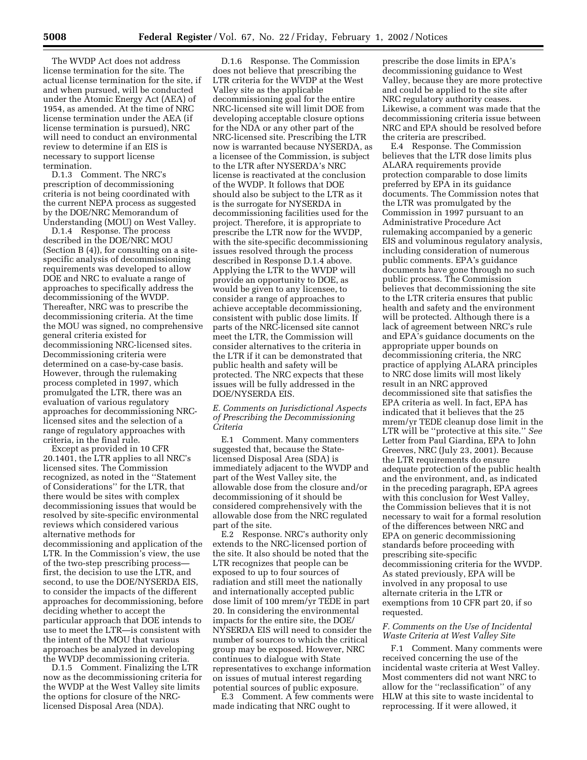The WVDP Act does not address license termination for the site. The actual license termination for the site, if and when pursued, will be conducted under the Atomic Energy Act (AEA) of 1954, as amended. At the time of NRC license termination under the AEA (if license termination is pursued), NRC will need to conduct an environmental review to determine if an EIS is necessary to support license termination.

D.1.3 Comment. The NRC's prescription of decommissioning criteria is not being coordinated with the current NEPA process as suggested by the DOE/NRC Memorandum of Understanding (MOU) on West Valley.

D.1.4 Response. The process described in the DOE/NRC MOU (Section B (4)), for consulting on a site-specific analysis of decommissioning requirements was developed to allow DOE and NRC to evaluate a range of approaches to specifically address the decommissioning of the WVDP. Thereafter, NRC was to prescribe the decommissioning criteria. At the time the MOU was signed, no comprehensive general criteria existed for decommissioning NRC-licensed sites. Decommissioning criteria were determined on a case-by-case basis. However, through the rulemaking process completed in 1997, which promulgated the LTR, there was an evaluation of various regulatory approaches for decommissioning NRC-licensed sites and the selection of a range of regulatory approaches with criteria, in the final rule.

Except as provided in 10 CFR 20.1401, the LTR applies to all NRC's licensed sites. The Commission recognized, as noted in the ''Statement of Considerations'' for the LTR, that there would be sites with complex decommissioning issues that would be resolved by site-specific environmental reviews which considered various alternative methods for decommissioning and application of the LTR. In the Commission's view, the use of the two-step prescribing process—first, the decision to use the LTR, and second, to use the DOE/NYSERDA EIS, to consider the impacts of the different approaches for decommissioning, before deciding whether to accept the particular approach that DOE intends to use to meet the LTR—is consistent with the intent of the MOU that various approaches be analyzed in developing the WVDP decommissioning criteria.

D.1.5 Comment. Finalizing the LTR now as the decommissioning criteria for the WVDP at the West Valley site limits the options for closure of the NRC-licensed Disposal Area (NDA).

D.1.6 Response. The Commission does not believe that prescribing the LTR criteria for the WVDP at the West Valley site as the applicable decommissioning goal for the entire NRC-licensed site will limit DOE from developing acceptable closure options for the NDA or any other part of the NRC-licensed site. Prescribing the LTR now is warranted because NYSERDA, as a licensee of the Commission, is subject to the LTR after NYSERDA's NRC license is reactivated at the conclusion of the WVDP. It follows that DOE should also be subject to the LTR as it is the surrogate for NYSERDA in decommissioning facilities used for the project. Therefore, it is appropriate to prescribe the LTR now for the WVDP, with the site-specific decommissioning issues resolved through the process described in Response D.1.4 above. Applying the LTR to the WVDP will provide an opportunity to DOE, as would be given to any licensee, to consider a range of approaches to achieve acceptable decommissioning, consistent with public dose limits. If parts of the NRC-licensed site cannot meet the LTR, the Commission will consider alternatives to the criteria in the LTR if it can be demonstrated that public health and safety will be protected. The NRC expects that these issues will be fully addressed in the DOE/NYSERDA EIS.

### *E. Comments on Jurisdictional Aspects of Prescribing the Decommissioning Criteria*

E.1 Comment. Many commenters suggested that, because the State-licensed Disposal Area (SDA) is immediately adjacent to the WVDP and part of the West Valley site, the allowable dose from the closure and/or decommissioning of it should be considered comprehensively with the allowable dose from the NRC regulated part of the site.

E.2 Response. NRC's authority only extends to the NRC-licensed portion of the site. It also should be noted that the LTR recognizes that people can be exposed to up to four sources of radiation and still meet the nationally and internationally accepted public dose limit of 100 mrem/yr TEDE in part 20. In considering the environmental impacts for the entire site, the DOE/NYSERDA EIS will need to consider the number of sources to which the critical group may be exposed. However, NRC continues to dialogue with State representatives to exchange information on issues of mutual interest regarding potential sources of public exposure.

E.3 Comment. A few comments were made indicating that NRC ought to prescribe the dose limits in EPA's decommissioning guidance to West Valley, because they are more protective and could be applied to the site after NRC regulatory authority ceases. Likewise, a comment was made that the decommissioning criteria issue between NRC and EPA should be resolved before the criteria are prescribed.

E.4 Response. The Commission believes that the LTR dose limits plus ALARA requirements provide protection comparable to dose limits preferred by EPA in its guidance documents. The Commission notes that the LTR was promulgated by the Commission in 1997 pursuant to an Administrative Procedure Act rulemaking accompanied by a generic EIS and voluminous regulatory analysis, including consideration of numerous public comments. EPA's guidance documents have gone through no such public process. The Commission believes that decommissioning the site to the LTR criteria ensures that public health and safety and the environment will be protected. Although there is a lack of agreement between NRC's rule and EPA's guidance documents on the appropriate upper bounds on decommissioning criteria, the NRC practice of applying ALARA principles to NRC dose limits will most likely result in an NRC approved decommissioned site that satisfies the EPA criteria as well. In fact, EPA has indicated that it believes that the 25 mrem/yr TEDE cleanup dose limit in the LTR will be ''protective at this site.'' *See* Letter from Paul Giardina, EPA to John Greeves, NRC (July 23, 2001). Because the LTR requirements do ensure adequate protection of the public health and the environment, and, as indicated in the preceding paragraph, EPA agrees with this conclusion for West Valley, the Commission believes that it is not necessary to wait for a formal resolution of the differences between NRC and EPA on generic decommissioning standards before proceeding with prescribing site-specific decommissioning criteria for the WVDP. As stated previously, EPA will be involved in any proposal to use alternate criteria in the LTR or exemptions from 10 CFR part 20, if so requested.

### *F. Comments on the Use of Incidental Waste Criteria at West Valley Site*

F.1 Comment. Many comments were received concerning the use of the incidental waste criteria at West Valley. Most commenters did not want NRC to allow for the ''reclassification'' of any HLW at this site to waste incidental to reprocessing. If it were allowed, it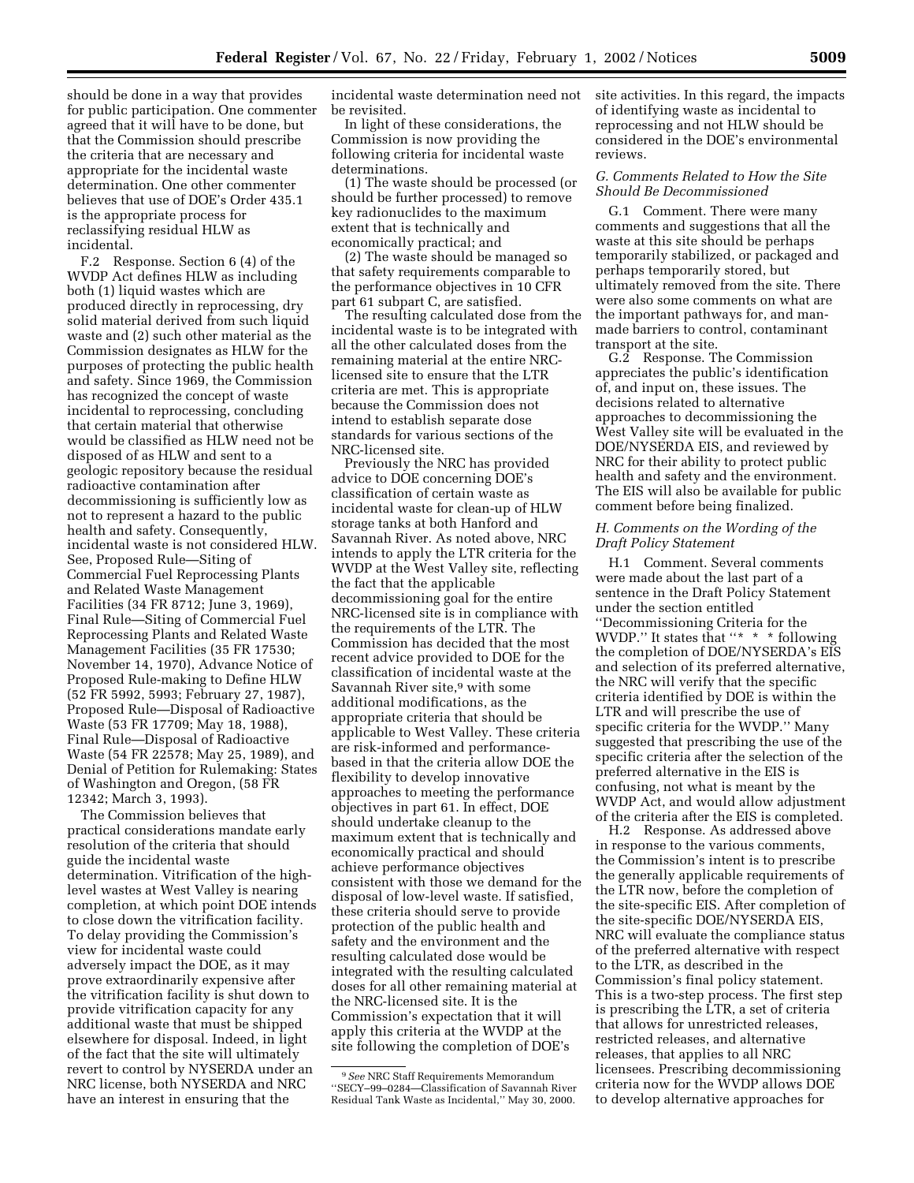should be done in a way that provides for public participation. One commenter agreed that it will have to be done, but that the Commission should prescribe the criteria that are necessary and appropriate for the incidental waste determination. One other commenter believes that use of DOE's Order 435.1 is the appropriate process for reclassifying residual HLW as incidental.

F.2 Response. Section 6 (4) of the WVDP Act defines HLW as including both (1) liquid wastes which are produced directly in reprocessing, dry solid material derived from such liquid waste and (2) such other material as the Commission designates as HLW for the purposes of protecting the public health and safety. Since 1969, the Commission has recognized the concept of waste incidental to reprocessing, concluding that certain material that otherwise would be classified as HLW need not be disposed of as HLW and sent to a geologic repository because the residual radioactive contamination after decommissioning is sufficiently low as not to represent a hazard to the public health and safety. Consequently, incidental waste is not considered HLW. See, Proposed Rule—Siting of Commercial Fuel Reprocessing Plants and Related Waste Management Facilities (34 FR 8712; June 3, 1969), Final Rule—Siting of Commercial Fuel Reprocessing Plants and Related Waste Management Facilities (35 FR 17530; November 14, 1970), Advance Notice of Proposed Rule-making to Define HLW (52 FR 5992, 5993; February 27, 1987), Proposed Rule—Disposal of Radioactive Waste (53 FR 17709; May 18, 1988), Final Rule—Disposal of Radioactive Waste (54 FR 22578; May 25, 1989), and Denial of Petition for Rulemaking: States of Washington and Oregon, (58 FR 12342; March 3, 1993).

The Commission believes that practical considerations mandate early resolution of the criteria that should guide the incidental waste determination. Vitrification of the high-level wastes at West Valley is nearing completion, at which point DOE intends to close down the vitrification facility. To delay providing the Commission's view for incidental waste could adversely impact the DOE, as it may prove extraordinarily expensive after the vitrification facility is shut down to provide vitrification capacity for any additional waste that must be shipped elsewhere for disposal. Indeed, in light of the fact that the site will ultimately revert to control by NYSERDA under an NRC license, both NYSERDA and NRC have an interest in ensuring that the incidental waste determination need not be revisited.

In light of these considerations, the Commission is now providing the following criteria for incidental waste determinations.

(1) The waste should be processed (or should be further processed) to remove key radionuclides to the maximum extent that is technically and economically practical; and

(2) The waste should be managed so that safety requirements comparable to the performance objectives in 10 CFR part 61 subpart C, are satisfied.

The resulting calculated dose from the incidental waste is to be integrated with all the other calculated doses from the remaining material at the entire NRC-licensed site to ensure that the LTR criteria are met. This is appropriate because the Commission does not intend to establish separate dose standards for various sections of the NRC-licensed site.

Previously the NRC has provided advice to DOE concerning DOE's classification of certain waste as incidental waste for clean-up of HLW storage tanks at both Hanford and Savannah River. As noted above, NRC intends to apply the LTR criteria for the WVDP at the West Valley site, reflecting the fact that the applicable decommissioning goal for the entire NRC-licensed site is in compliance with the requirements of the LTR. The Commission has decided that the most recent advice provided to DOE for the classification of incidental waste at the Savannah River site,[9] with some additional modifications, as the appropriate criteria that should be applicable to West Valley. These criteria are risk-informed and performance-based in that the criteria allow DOE the flexibility to develop innovative approaches to meeting the performance objectives in part 61. In effect, DOE should undertake cleanup to the maximum extent that is technically and economically practical and should achieve performance objectives consistent with those we demand for the disposal of low-level waste. If satisfied, these criteria should serve to provide protection of the public health and safety and the environment and the resulting calculated dose would be integrated with the resulting calculated doses for all other remaining material at the NRC-licensed site. It is the Commission's expectation that it will apply this criteria at the WVDP at the site following the completion of DOE's site activities. In this regard, the impacts of identifying waste as incidental to reprocessing and not HLW should be considered in the DOE's environmental reviews.

### *G. Comments Related to How the Site Should Be Decommissioned*

G.1 Comment. There were many comments and suggestions that all the waste at this site should be perhaps temporarily stabilized, or packaged and perhaps temporarily stored, but ultimately removed from the site. There were also some comments on what are the important pathways for, and man-made barriers to control, contaminant transport at the site.

G.2 Response. The Commission appreciates the public's identification of, and input on, these issues. The decisions related to alternative approaches to decommissioning the West Valley site will be evaluated in the DOE/NYSERDA EIS, and reviewed by NRC for their ability to protect public health and safety and the environment. The EIS will also be available for public comment before being finalized.

### *H. Comments on the Wording of the Draft Policy Statement*

H.1 Comment. Several comments were made about the last part of a sentence in the Draft Policy Statement under the section entitled "Decommissioning Criteria for the WVDP." It states that "* * * following the completion of DOE/NYSERDA's EIS and selection of its preferred alternative, the NRC will verify that the specific criteria identified by DOE is within the LTR and will prescribe the use of specific criteria for the WVDP." Many suggested that prescribing the use of the specific criteria after the selection of the preferred alternative in the EIS is confusing, not what is meant by the WVDP Act, and would allow adjustment of the criteria after the EIS is completed.

H.2 Response. As addressed above in response to the various comments, the Commission's intent is to prescribe the generally applicable requirements of the LTR now, before the completion of the site-specific EIS. After completion of the site-specific DOE/NYSERDA EIS, NRC will evaluate the compliance status of the preferred alternative with respect to the LTR, as described in the Commission's final policy statement. This is a two-step process. The first step is prescribing the LTR, a set of criteria that allows for unrestricted releases, restricted releases, and alternative releases, that applies to all NRC licensees. Prescribing decommissioning criteria now for the WVDP allows DOE to develop alternative approaches for

[9] *See* NRC Staff Requirements Memorandum "SECY–99–0284—Classification of Savannah River Residual Tank Waste as Incidental," May 30, 2000.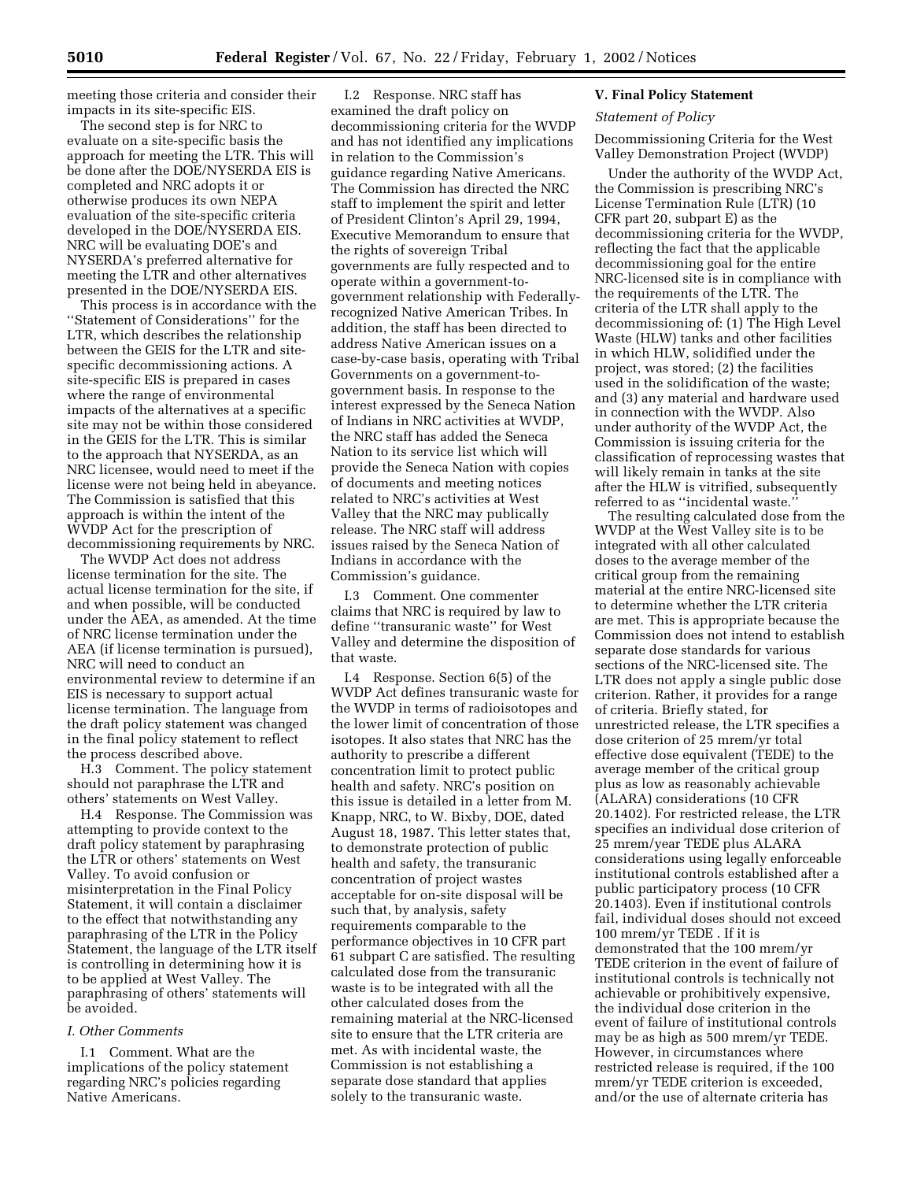meeting those criteria and consider their impacts in its site-specific EIS.

The second step is for NRC to evaluate on a site-specific basis the approach for meeting the LTR. This will be done after the DOE/NYSERDA EIS is completed and NRC adopts it or otherwise produces its own NEPA evaluation of the site-specific criteria developed in the DOE/NYSERDA EIS. NRC will be evaluating DOE's and NYSERDA's preferred alternative for meeting the LTR and other alternatives presented in the DOE/NYSERDA EIS.

This process is in accordance with the ''Statement of Considerations'' for the LTR, which describes the relationship between the GEIS for the LTR and site-specific decommissioning actions. A site-specific EIS is prepared in cases where the range of environmental impacts of the alternatives at a specific site may not be within those considered in the GEIS for the LTR. This is similar to the approach that NYSERDA, as an NRC licensee, would need to meet if the license were not being held in abeyance. The Commission is satisfied that this approach is within the intent of the WVDP Act for the prescription of decommissioning requirements by NRC.

The WVDP Act does not address license termination for the site. The actual license termination for the site, if and when possible, will be conducted under the AEA, as amended. At the time of NRC license termination under the AEA (if license termination is pursued), NRC will need to conduct an environmental review to determine if an EIS is necessary to support actual license termination. The language from the draft policy statement was changed in the final policy statement to reflect the process described above.

H.3 Comment. The policy statement should not paraphrase the LTR and others' statements on West Valley.

H.4 Response. The Commission was attempting to provide context to the draft policy statement by paraphrasing the LTR or others' statements on West Valley. To avoid confusion or misinterpretation in the Final Policy Statement, it will contain a disclaimer to the effect that notwithstanding any paraphrasing of the LTR in the Policy Statement, the language of the LTR itself is controlling in determining how it is to be applied at West Valley. The paraphrasing of others' statements will be avoided.

*I. Other Comments*

I.1 Comment. What are the implications of the policy statement regarding NRC's policies regarding Native Americans.

I.2 Response. NRC staff has examined the draft policy on decommissioning criteria for the WVDP and has not identified any implications in relation to the Commission's guidance regarding Native Americans. The Commission has directed the NRC staff to implement the spirit and letter of President Clinton's April 29, 1994, Executive Memorandum to ensure that the rights of sovereign Tribal governments are fully respected and to operate within a government-to-government relationship with Federally-recognized Native American Tribes. In addition, the staff has been directed to address Native American issues on a case-by-case basis, operating with Tribal Governments on a government-to-government basis. In response to the interest expressed by the Seneca Nation of Indians in NRC activities at WVDP, the NRC staff has added the Seneca Nation to its service list which will provide the Seneca Nation with copies of documents and meeting notices related to NRC's activities at West Valley that the NRC may publically release. The NRC staff will address issues raised by the Seneca Nation of Indians in accordance with the Commission's guidance.

I.3 Comment. One commenter claims that NRC is required by law to define ''transuranic waste'' for West Valley and determine the disposition of that waste.

I.4 Response. Section 6(5) of the WVDP Act defines transuranic waste for the WVDP in terms of radioisotopes and the lower limit of concentration of those isotopes. It also states that NRC has the authority to prescribe a different concentration limit to protect public health and safety. NRC's position on this issue is detailed in a letter from M. Knapp, NRC, to W. Bixby, DOE, dated August 18, 1987. This letter states that, to demonstrate protection of public health and safety, the transuranic concentration of project wastes acceptable for on-site disposal will be such that, by analysis, safety requirements comparable to the performance objectives in 10 CFR part 61 subpart C are satisfied. The resulting calculated dose from the transuranic waste is to be integrated with all the other calculated doses from the remaining material at the NRC-licensed site to ensure that the LTR criteria are met. As with incidental waste, the Commission is not establishing a separate dose standard that applies solely to the transuranic waste.

## V. Final Policy Statement

*Statement of Policy*

Decommissioning Criteria for the West Valley Demonstration Project (WVDP)

Under the authority of the WVDP Act, the Commission is prescribing NRC's License Termination Rule (LTR) (10 CFR part 20, subpart E) as the decommissioning criteria for the WVDP, reflecting the fact that the applicable decommissioning goal for the entire NRC-licensed site is in compliance with the requirements of the LTR. The criteria of the LTR shall apply to the decommissioning of: (1) The High Level Waste (HLW) tanks and other facilities in which HLW, solidified under the project, was stored; (2) the facilities used in the solidification of the waste; and (3) any material and hardware used in connection with the WVDP. Also under authority of the WVDP Act, the Commission is issuing criteria for the classification of reprocessing wastes that will likely remain in tanks at the site after the HLW is vitrified, subsequently referred to as ''incidental waste.''

The resulting calculated dose from the WVDP at the West Valley site is to be integrated with all other calculated doses to the average member of the critical group from the remaining material at the entire NRC-licensed site to determine whether the LTR criteria are met. This is appropriate because the Commission does not intend to establish separate dose standards for various sections of the NRC-licensed site. The LTR does not apply a single public dose criterion. Rather, it provides for a range of criteria. Briefly stated, for unrestricted release, the LTR specifies a dose criterion of 25 mrem/yr total effective dose equivalent (TEDE) to the average member of the critical group plus as low as reasonably achievable (ALARA) considerations (10 CFR 20.1402). For restricted release, the LTR specifies an individual dose criterion of 25 mrem/year TEDE plus ALARA considerations using legally enforceable institutional controls established after a public participatory process (10 CFR 20.1403). Even if institutional controls fail, individual doses should not exceed 100 mrem/yr TEDE . If it is demonstrated that the 100 mrem/yr TEDE criterion in the event of failure of institutional controls is technically not achievable or prohibitively expensive, the individual dose criterion in the event of failure of institutional controls may be as high as 500 mrem/yr TEDE. However, in circumstances where restricted release is required, if the 100 mrem/yr TEDE criterion is exceeded, and/or the use of alternate criteria has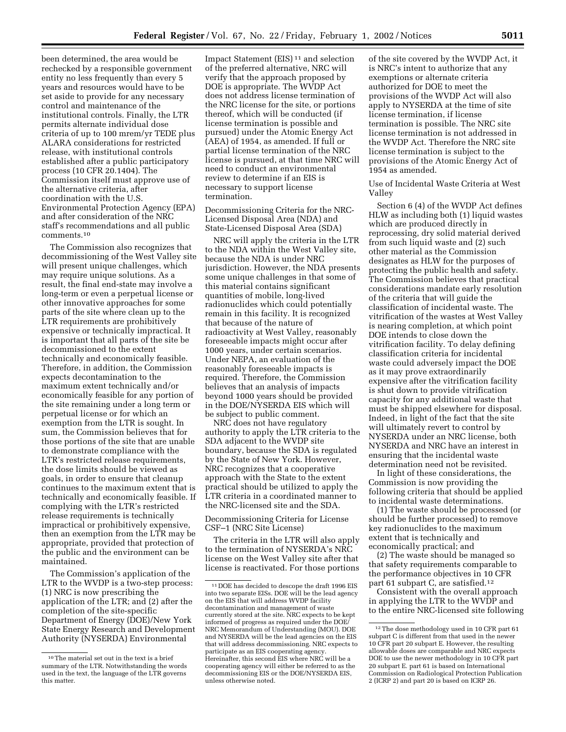been determined, the area would be rechecked by a responsible government entity no less frequently than every 5 years and resources would have to be set aside to provide for any necessary control and maintenance of the institutional controls. Finally, the LTR permits alternate individual dose criteria of up to 100 mrem/yr TEDE plus ALARA considerations for restricted release, with institutional controls established after a public participatory process (10 CFR 20.1404). The Commission itself must approve use of the alternative criteria, after coordination with the U.S. Environmental Protection Agency (EPA) and after consideration of the NRC staff's recommendations and all public comments.[10]

The Commission also recognizes that decommissioning of the West Valley site will present unique challenges, which may require unique solutions. As a result, the final end-state may involve a long-term or even a perpetual license or other innovative approaches for some parts of the site where clean up to the LTR requirements are prohibitively expensive or technically impractical. It is important that all parts of the site be decommissioned to the extent technically and economically feasible. Therefore, in addition, the Commission expects decontamination to the maximum extent technically and/or economically feasible for any portion of the site remaining under a long term or perpetual license or for which an exemption from the LTR is sought. In sum, the Commission believes that for those portions of the site that are unable to demonstrate compliance with the LTR's restricted release requirements, the dose limits should be viewed as goals, in order to ensure that cleanup continues to the maximum extent that is technically and economically feasible. If complying with the LTR's restricted release requirements is technically impractical or prohibitively expensive, then an exemption from the LTR may be appropriate, provided that protection of the public and the environment can be maintained.

The Commission's application of the LTR to the WVDP is a two-step process: (1) NRC is now prescribing the application of the LTR; and (2) after the completion of the site-specific Department of Energy (DOE)/New York State Energy Research and Development Authority (NYSERDA) Environmental Impact Statement (EIS)[11] and selection of the preferred alternative, NRC will verify that the approach proposed by DOE is appropriate. The WVDP Act does not address license termination of the NRC license for the site, or portions thereof, which will be conducted (if license termination is possible and pursued) under the Atomic Energy Act (AEA) of 1954, as amended. If full or partial license termination of the NRC license is pursued, at that time NRC will need to conduct an environmental review to determine if an EIS is necessary to support license termination.

Decommissioning Criteria for the NRC-Licensed Disposal Area (NDA) and State-Licensed Disposal Area (SDA)

NRC will apply the criteria in the LTR to the NDA within the West Valley site, because the NDA is under NRC jurisdiction. However, the NDA presents some unique challenges in that some of this material contains significant quantities of mobile, long-lived radionuclides which could potentially remain in this facility. It is recognized that because of the nature of radioactivity at West Valley, reasonably foreseeable impacts might occur after 1000 years, under certain scenarios. Under NEPA, an evaluation of the reasonably foreseeable impacts is required. Therefore, the Commission believes that an analysis of impacts beyond 1000 years should be provided in the DOE/NYSERDA EIS which will be subject to public comment.

NRC does not have regulatory authority to apply the LTR criteria to the SDA adjacent to the WVDP site boundary, because the SDA is regulated by the State of New York. However, NRC recognizes that a cooperative approach with the State to the extent practical should be utilized to apply the LTR criteria in a coordinated manner to the NRC-licensed site and the SDA.

Decommissioning Criteria for License CSF–1 (NRC Site License)

The criteria in the LTR will also apply to the termination of NYSERDA's NRC license on the West Valley site after that license is reactivated. For those portions of the site covered by the WVDP Act, it is NRC's intent to authorize that any exemptions or alternate criteria authorized for DOE to meet the provisions of the WVDP Act will also apply to NYSERDA at the time of site license termination, if license termination is possible. The NRC site license termination is not addressed in the WVDP Act. Therefore the NRC site license termination is subject to the provisions of the Atomic Energy Act of 1954 as amended.

Use of Incidental Waste Criteria at West Valley

Section 6 (4) of the WVDP Act defines HLW as including both (1) liquid wastes which are produced directly in reprocessing, dry solid material derived from such liquid waste and (2) such other material as the Commission designates as HLW for the purposes of protecting the public health and safety. The Commission believes that practical considerations mandate early resolution of the criteria that will guide the classification of incidental waste. The vitrification of the wastes at West Valley is nearing completion, at which point DOE intends to close down the vitrification facility. To delay defining classification criteria for incidental waste could adversely impact the DOE as it may prove extraordinarily expensive after the vitrification facility is shut down to provide vitrification capacity for any additional waste that must be shipped elsewhere for disposal. Indeed, in light of the fact that the site will ultimately revert to control by NYSERDA under an NRC license, both NYSERDA and NRC have an interest in ensuring that the incidental waste determination need not be revisited.

In light of these considerations, the Commission is now providing the following criteria that should be applied to incidental waste determinations.

(1) The waste should be processed (or should be further processed) to remove key radionuclides to the maximum extent that is technically and economically practical; and

(2) The waste should be managed so that safety requirements comparable to the performance objectives in 10 CFR part 61 subpart C, are satisfied.[12]

Consistent with the overall approach in applying the LTR to the WVDP and to the entire NRC-licensed site following

---

[10] The material set out in the text is a brief summary of the LTR. Notwithstanding the words used in the text, the language of the LTR governs this matter.

[11] DOE has decided to descope the draft 1996 EIS into two separate EISs. DOE will be the lead agency on the EIS that will address WVDP facility decontamination and management of waste currently stored at the site. NRC expects to be kept informed of progress as required under the DOE/NRC Memorandum of Understanding (MOU). DOE and NYSERDA will be the lead agencies on the EIS that will address decommissioning. NRC expects to participate as an EIS cooperating agency. Hereinafter, this second EIS where NRC will be a cooperating agency will either be referred to as the decommissioning EIS or the DOE/NYSERDA EIS, unless otherwise noted.

[12] The dose methodology used in 10 CFR part 61 subpart C is different from that used in the newer 10 CFR part 20 subpart E. However, the resulting allowable doses are comparable and NRC expects DOE to use the newer methodology in 10 CFR part 20 subpart E. part 61 is based on International Commission on Radiological Protection Publication 2 (ICRP 2) and part 20 is based on ICRP 26.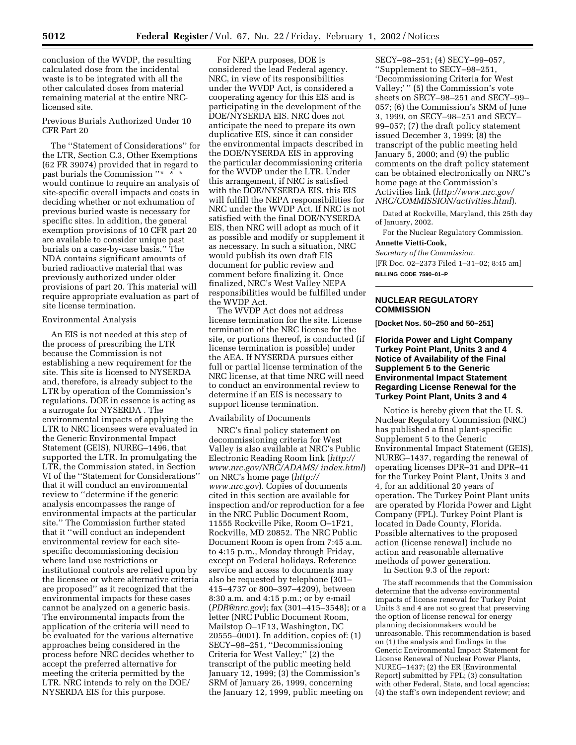conclusion of the WVDP, the resulting calculated dose from the incidental waste is to be integrated with all the other calculated doses from material remaining material at the entire NRC-licensed site.

Previous Burials Authorized Under 10 CFR Part 20

The ''Statement of Considerations'' for the LTR, Section C.3, Other Exemptions (62 FR 39074) provided that in regard to past burials the Commission ''* * * would continue to require an analysis of site-specific overall impacts and costs in deciding whether or not exhumation of previous buried waste is necessary for specific sites. In addition, the general exemption provisions of 10 CFR part 20 are available to consider unique past burials on a case-by-case basis.'' The NDA contains significant amounts of buried radioactive material that was previously authorized under older provisions of part 20. This material will require appropriate evaluation as part of site license termination.

Environmental Analysis

An EIS is not needed at this step of the process of prescribing the LTR because the Commission is not establishing a new requirement for the site. This site is licensed to NYSERDA and, therefore, is already subject to the LTR by operation of the Commission's regulations. DOE in essence is acting as a surrogate for NYSERDA . The environmental impacts of applying the LTR to NRC licensees were evaluated in the Generic Environmental Impact Statement (GEIS), NUREG–1496, that supported the LTR. In promulgating the LTR, the Commission stated, in Section VI of the ''Statement for Considerations'' that it will conduct an environmental review to ''determine if the generic analysis encompasses the range of environmental impacts at the particular site.'' The Commission further stated that it ''will conduct an independent environmental review for each site-specific decommissioning decision where land use restrictions or institutional controls are relied upon by the licensee or where alternative criteria are proposed'' as it recognized that the environmental impacts for these cases cannot be analyzed on a generic basis. The environmental impacts from the application of the criteria will need to be evaluated for the various alternative approaches being considered in the process before NRC decides whether to accept the preferred alternative for meeting the criteria permitted by the LTR. NRC intends to rely on the DOE/NYSERDA EIS for this purpose.

For NEPA purposes, DOE is considered the lead Federal agency. NRC, in view of its responsibilities under the WVDP Act, is considered a cooperating agency for this EIS and is participating in the development of the DOE/NYSERDA EIS. NRC does not anticipate the need to prepare its own duplicative EIS, since it can consider the environmental impacts described in the DOE/NYSERDA EIS in approving the particular decommissioning criteria for the WVDP under the LTR. Under this arrangement, if NRC is satisfied with the DOE/NYSERDA EIS, this EIS will fulfill the NEPA responsibilities for NRC under the WVDP Act. If NRC is not satisfied with the final DOE/NYSERDA EIS, then NRC will adopt as much of it as possible and modify or supplement it as necessary. In such a situation, NRC would publish its own draft EIS document for public review and comment before finalizing it. Once finalized, NRC's West Valley NEPA responsibilities would be fulfilled under the WVDP Act.

The WVDP Act does not address license termination for the site. License termination of the NRC license for the site, or portions thereof, is conducted (if license termination is possible) under the AEA. If NYSERDA pursues either full or partial license termination of the NRC license, at that time NRC will need to conduct an environmental review to determine if an EIS is necessary to support license termination.

Availability of Documents

NRC's final policy statement on decommissioning criteria for West Valley is also available at NRC's Public Electronic Reading Room link (*http://www.nrc.gov/NRC/ADAMS/index.html*) on NRC's home page (*http://www.nrc.gov*). Copies of documents cited in this section are available for inspection and/or reproduction for a fee in the NRC Public Document Room, 11555 Rockville Pike, Room O–1F21, Rockville, MD 20852. The NRC Public Document Room is open from 7:45 a.m. to 4:15 p.m., Monday through Friday, except on Federal holidays. Reference service and access to documents may also be requested by telephone (301–415–4737 or 800–397–4209), between 8:30 a.m. and 4:15 p.m.; or by e-mail (*PDR@nrc.gov*); fax (301–415–3548); or a letter (NRC Public Document Room, Mailstop O–1F13, Washington, DC 20555–0001). In addition, copies of: (1) SECY–98–251, ''Decommissioning Criteria for West Valley;'' (2) the transcript of the public meeting held January 12, 1999; (3) the Commission's SRM of January 26, 1999, concerning the January 12, 1999, public meeting on SECY–98–251; (4) SECY–99–057, ''Supplement to SECY–98–251, 'Decommissioning Criteria for West Valley;' '' (5) the Commission's vote sheets on SECY–98–251 and SECY–99–057; (6) the Commission's SRM of June 3, 1999, on SECY–98–251 and SECY–99–057; (7) the draft policy statement issued December 3, 1999; (8) the transcript of the public meeting held January 5, 2000; and (9) the public comments on the draft policy statement can be obtained electronically on NRC's home page at the Commission's Activities link (*http://www.nrc.gov/NRC/COMMISSION/activities.html*).

Dated at Rockville, Maryland, this 25th day of January, 2002.

For the Nuclear Regulatory Commission.

**Annette Vietti-Cook,**

*Secretary of the Commission.*

[FR Doc. 02–2373 Filed 1–31–02; 8:45 am]

**BILLING CODE 7590–01–P**

## NUCLEAR REGULATORY COMMISSION

**[Docket Nos. 50–250 and 50–251]**

### Florida Power and Light Company Turkey Point Plant, Units 3 and 4 Notice of Availability of the Final Supplement 5 to the Generic Environmental Impact Statement Regarding License Renewal for the Turkey Point Plant, Units 3 and 4

Notice is hereby given that the U. S. Nuclear Regulatory Commission (NRC) has published a final plant-specific Supplement 5 to the Generic Environmental Impact Statement (GEIS), NUREG–1437, regarding the renewal of operating licenses DPR–31 and DPR–41 for the Turkey Point Plant, Units 3 and 4, for an additional 20 years of operation. The Turkey Point Plant units are operated by Florida Power and Light Company (FPL). Turkey Point Plant is located in Dade County, Florida. Possible alternatives to the proposed action (license renewal) include no action and reasonable alternative methods of power generation.

In Section 9.3 of the report:

> The staff recommends that the Commission determine that the adverse environmental impacts of license renewal for Turkey Point Units 3 and 4 are not so great that preserving the option of license renewal for energy planning decisionmakers would be unreasonable. This recommendation is based on (1) the analysis and findings in the Generic Environmental Impact Statement for License Renewal of Nuclear Power Plants, NUREG–1437; (2) the ER [Environmental Report] submitted by FPL; (3) consultation with other Federal, State, and local agencies; (4) the staff's own independent review; and